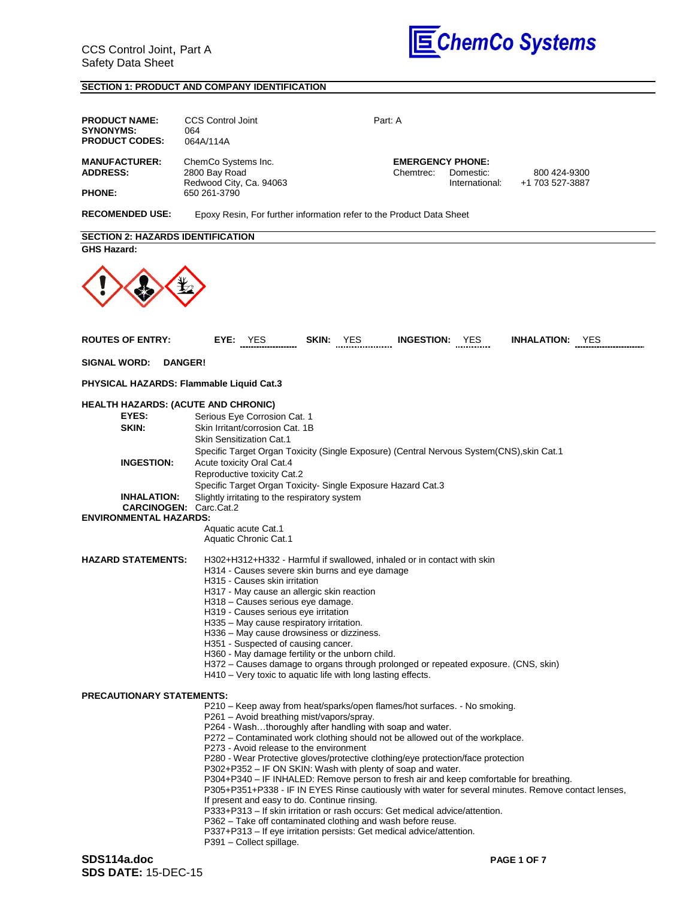CCS Control Joint, Part A
Safety Data Sheet

**ChemCo Systems**

## SECTION 1: PRODUCT AND COMPANY IDENTIFICATION

**PRODUCT NAME:** CCS Control Joint Part: A
**SYNONYMS:** 064
**PRODUCT CODES:** 064A/114A

**MANUFACTURER:** ChemCo Systems Inc.
**ADDRESS:** 2800 Bay Road
Redwood City, Ca. 94063
**PHONE:** 650 261-3790

**EMERGENCY PHONE:**
Chemtrec: Domestic: 800 424-9300
International: +1 703 527-3887

**RECOMENDED USE:** Epoxy Resin, For further information refer to the Product Data Sheet

## SECTION 2: HAZARDS IDENTIFICATION

**GHS Hazard:**

**ROUTES OF ENTRY:** **EYE:** YES **SKIN:** YES **INGESTION:** YES **INHALATION:** YES

**SIGNAL WORD:** **DANGER!**

**PHYSICAL HAZARDS: Flammable Liquid Cat.3**

**HEALTH HAZARDS: (ACUTE AND CHRONIC)**

**EYES:** Serious Eye Corrosion Cat. 1
**SKIN:** Skin Irritant/corrosion Cat. 1B
Skin Sensitization Cat.1
Specific Target Organ Toxicity (Single Exposure) (Central Nervous System(CNS),skin Cat.1
**INGESTION:** Acute toxicity Oral Cat.4
Reproductive toxicity Cat.2
Specific Target Organ Toxicity- Single Exposure Hazard Cat.3
**INHALATION:** Slightly irritating to the respiratory system
**CARCINOGEN:** Carc.Cat.2

**ENVIRONMENTAL HAZARDS:**
Aquatic acute Cat.1
Aquatic Chronic Cat.1

**HAZARD STATEMENTS:**
H302+H312+H332 - Harmful if swallowed, inhaled or in contact with skin
H314 - Causes severe skin burns and eye damage
H315 - Causes skin irritation
H317 - May cause an allergic skin reaction
H318 – Causes serious eye damage.
H319 - Causes serious eye irritation
H335 – May cause respiratory irritation.
H336 – May cause drowsiness or dizziness.
H351 - Suspected of causing cancer.
H360 - May damage fertility or the unborn child.
H372 – Causes damage to organs through prolonged or repeated exposure. (CNS, skin)
H410 – Very toxic to aquatic life with long lasting effects.

**PRECAUTIONARY STATEMENTS:**
P210 – Keep away from heat/sparks/open flames/hot surfaces. - No smoking.
P261 – Avoid breathing mist/vapors/spray.
P264 - Wash…thoroughly after handling with soap and water.
P272 – Contaminated work clothing should not be allowed out of the workplace.
P273 - Avoid release to the environment
P280 - Wear Protective gloves/protective clothing/eye protection/face protection
P302+P352 – IF ON SKIN: Wash with plenty of soap and water.
P304+P340 – IF INHALED: Remove person to fresh air and keep comfortable for breathing.
P305+P351+P338 - IF IN EYES Rinse cautiously with water for several minutes. Remove contact lenses, If present and easy to do. Continue rinsing.
P333+P313 – If skin irritation or rash occurs: Get medical advice/attention.
P362 – Take off contaminated clothing and wash before reuse.
P337+P313 – If eye irritation persists: Get medical advice/attention.
P391 – Collect spillage.

**SDS114a.doc**
**SDS DATE:** 15-DEC-15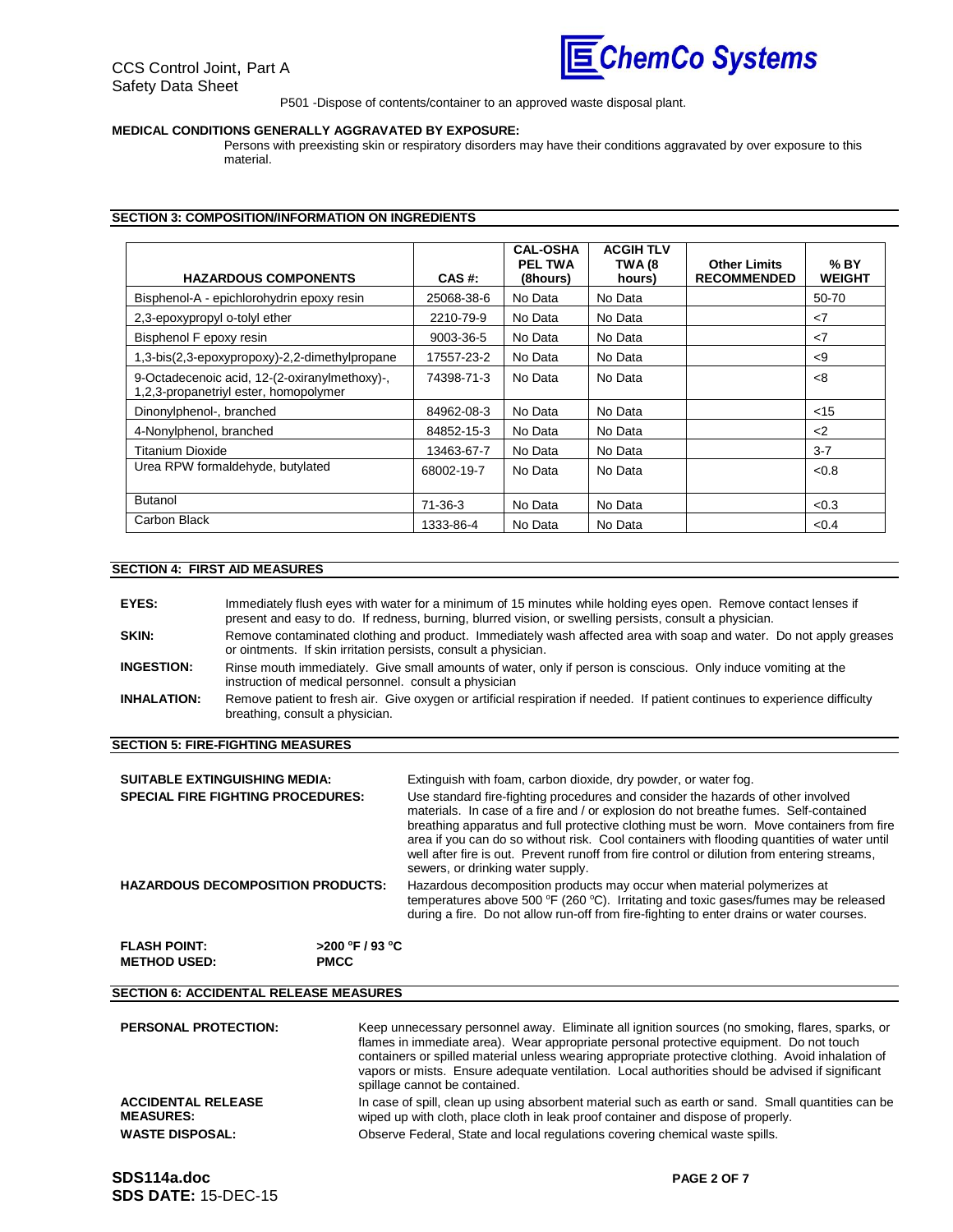P501 -Dispose of contents/container to an approved waste disposal plant.

**MEDICAL CONDITIONS GENERALLY AGGRAVATED BY EXPOSURE:**

Persons with preexisting skin or respiratory disorders may have their conditions aggravated by over exposure to this material.

## SECTION 3: COMPOSITION/INFORMATION ON INGREDIENTS

| HAZARDOUS COMPONENTS | CAS #: | CAL-OSHA PEL TWA (8hours) | ACGIH TLV TWA (8 hours) | Other Limits RECOMMENDED | % BY WEIGHT |
|---|---|---|---|---|---|
| Bisphenol-A - epichlorohydrin epoxy resin | 25068-38-6 | No Data | No Data | | 50-70 |
| 2,3-epoxypropyl o-tolyl ether | 2210-79-9 | No Data | No Data | | <7 |
| Bisphenol F epoxy resin | 9003-36-5 | No Data | No Data | | <7 |
| 1,3-bis(2,3-epoxypropoxy)-2,2-dimethylpropane | 17557-23-2 | No Data | No Data | | <9 |
| 9-Octadecenoic acid, 12-(2-oxiranylmethoxy)-, 1,2,3-propanetriyl ester, homopolymer | 74398-71-3 | No Data | No Data | | <8 |
| Dinonylphenol-, branched | 84962-08-3 | No Data | No Data | | <15 |
| 4-Nonylphenol, branched | 84852-15-3 | No Data | No Data | | <2 |
| Titanium Dioxide | 13463-67-7 | No Data | No Data | | 3-7 |
| Urea RPW formaldehyde, butylated | 68002-19-7 | No Data | No Data | | <0.8 |
| Butanol | 71-36-3 | No Data | No Data | | <0.3 |
| Carbon Black | 1333-86-4 | No Data | No Data | | <0.4 |

## SECTION 4: FIRST AID MEASURES

**EYES:** Immediately flush eyes with water for a minimum of 15 minutes while holding eyes open. Remove contact lenses if present and easy to do. If redness, burning, blurred vision, or swelling persists, consult a physician.

**SKIN:** Remove contaminated clothing and product. Immediately wash affected area with soap and water. Do not apply greases or ointments. If skin irritation persists, consult a physician.

**INGESTION:** Rinse mouth immediately. Give small amounts of water, only if person is conscious. Only induce vomiting at the instruction of medical personnel. consult a physician

**INHALATION:** Remove patient to fresh air. Give oxygen or artificial respiration if needed. If patient continues to experience difficulty breathing, consult a physician.

## SECTION 5: FIRE-FIGHTING MEASURES

**SUITABLE EXTINGUISHING MEDIA:** Extinguish with foam, carbon dioxide, dry powder, or water fog.

**SPECIAL FIRE FIGHTING PROCEDURES:** Use standard fire-fighting procedures and consider the hazards of other involved materials. In case of a fire and / or explosion do not breathe fumes. Self-contained breathing apparatus and full protective clothing must be worn. Move containers from fire area if you can do so without risk. Cool containers with flooding quantities of water until well after fire is out. Prevent runoff from fire control or dilution from entering streams, sewers, or drinking water supply.

**HAZARDOUS DECOMPOSITION PRODUCTS:** Hazardous decomposition products may occur when material polymerizes at temperatures above 500 °F (260 °C). Irritating and toxic gases/fumes may be released during a fire. Do not allow run-off from fire-fighting to enter drains or water courses.

**FLASH POINT:** >200 °F / 93 °C
**METHOD USED:** PMCC

## SECTION 6: ACCIDENTAL RELEASE MEASURES

**PERSONAL PROTECTION:** Keep unnecessary personnel away. Eliminate all ignition sources (no smoking, flares, sparks, or flames in immediate area). Wear appropriate personal protective equipment. Do not touch containers or spilled material unless wearing appropriate protective clothing. Avoid inhalation of vapors or mists. Ensure adequate ventilation. Local authorities should be advised if significant spillage cannot be contained.

**ACCIDENTAL RELEASE MEASURES:** In case of spill, clean up using absorbent material such as earth or sand. Small quantities can be wiped up with cloth, place cloth in leak proof container and dispose of properly.

**WASTE DISPOSAL:** Observe Federal, State and local regulations covering chemical waste spills.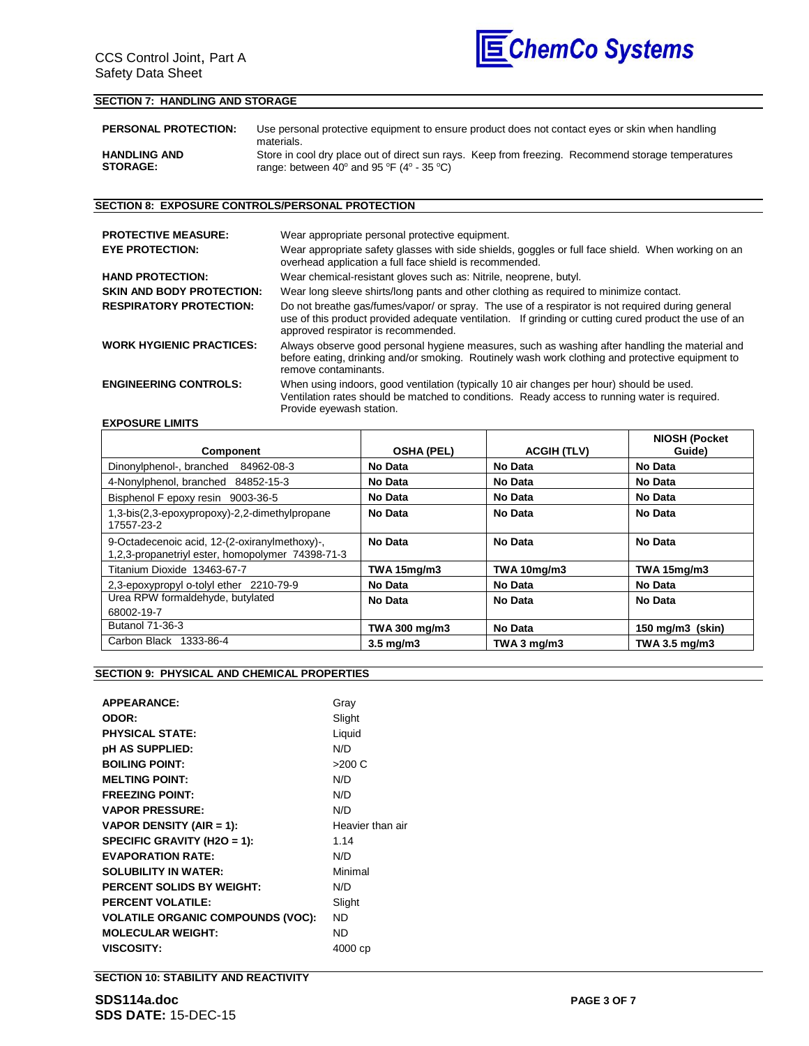## SECTION 7: HANDLING AND STORAGE

**PERSONAL PROTECTION:** Use personal protective equipment to ensure product does not contact eyes or skin when handling materials.

**HANDLING AND STORAGE:** Store in cool dry place out of direct sun rays. Keep from freezing. Recommend storage temperatures range: between 40º and 95 ºF (4º - 35 ºC)

## SECTION 8: EXPOSURE CONTROLS/PERSONAL PROTECTION

**PROTECTIVE MEASURE:** Wear appropriate personal protective equipment.

**EYE PROTECTION:** Wear appropriate safety glasses with side shields, goggles or full face shield. When working on an overhead application a full face shield is recommended.

**HAND PROTECTION:** Wear chemical-resistant gloves such as: Nitrile, neoprene, butyl.

**SKIN AND BODY PROTECTION:** Wear long sleeve shirts/long pants and other clothing as required to minimize contact.

**RESPIRATORY PROTECTION:** Do not breathe gas/fumes/vapor/ or spray. The use of a respirator is not required during general use of this product provided adequate ventilation. If grinding or cutting cured product the use of an approved respirator is recommended.

**WORK HYGIENIC PRACTICES:** Always observe good personal hygiene measures, such as washing after handling the material and before eating, drinking and/or smoking. Routinely wash work clothing and protective equipment to remove contaminants.

**ENGINEERING CONTROLS:** When using indoors, good ventilation (typically 10 air changes per hour) should be used. Ventilation rates should be matched to conditions. Ready access to running water is required. Provide eyewash station.

**EXPOSURE LIMITS**

| Component | OSHA (PEL) | ACGIH (TLV) | NIOSH (Pocket Guide) |
|---|---|---|---|
| Dinonylphenol-, branched 84962-08-3 | **No Data** | **No Data** | **No Data** |
| 4-Nonylphenol, branched 84852-15-3 | **No Data** | **No Data** | **No Data** |
| Bisphenol F epoxy resin 9003-36-5 | **No Data** | **No Data** | **No Data** |
| 1,3-bis(2,3-epoxypropoxy)-2,2-dimethylpropane 17557-23-2 | **No Data** | **No Data** | **No Data** |
| 9-Octadecenoic acid, 12-(2-oxiranylmethoxy)-, 1,2,3-propanetriyl ester, homopolymer 74398-71-3 | **No Data** | **No Data** | **No Data** |
| Titanium Dioxide 13463-67-7 | **TWA 15mg/m3** | **TWA 10mg/m3** | **TWA 15mg/m3** |
| 2,3-epoxypropyl o-tolyl ether 2210-79-9 | **No Data** | **No Data** | **No Data** |
| Urea RPW formaldehyde, butylated 68002-19-7 | **No Data** | **No Data** | **No Data** |
| Butanol 71-36-3 | **TWA 300 mg/m3** | **No Data** | **150 mg/m3 (skin)** |
| Carbon Black 1333-86-4 | **3.5 mg/m3** | **TWA 3 mg/m3** | **TWA 3.5 mg/m3** |

## SECTION 9: PHYSICAL AND CHEMICAL PROPERTIES

| | |
|---|---|
| **APPEARANCE:** | Gray |
| **ODOR:** | Slight |
| **PHYSICAL STATE:** | Liquid |
| **pH AS SUPPLIED:** | N/D |
| **BOILING POINT:** | >200 C |
| **MELTING POINT:** | N/D |
| **FREEZING POINT:** | N/D |
| **VAPOR PRESSURE:** | N/D |
| **VAPOR DENSITY (AIR = 1):** | Heavier than air |
| **SPECIFIC GRAVITY (H2O = 1):** | 1.14 |
| **EVAPORATION RATE:** | N/D |
| **SOLUBILITY IN WATER:** | Minimal |
| **PERCENT SOLIDS BY WEIGHT:** | N/D |
| **PERCENT VOLATILE:** | Slight |
| **VOLATILE ORGANIC COMPOUNDS (VOC):** | ND |
| **MOLECULAR WEIGHT:** | ND |
| **VISCOSITY:** | 4000 cp |

## SECTION 10: STABILITY AND REACTIVITY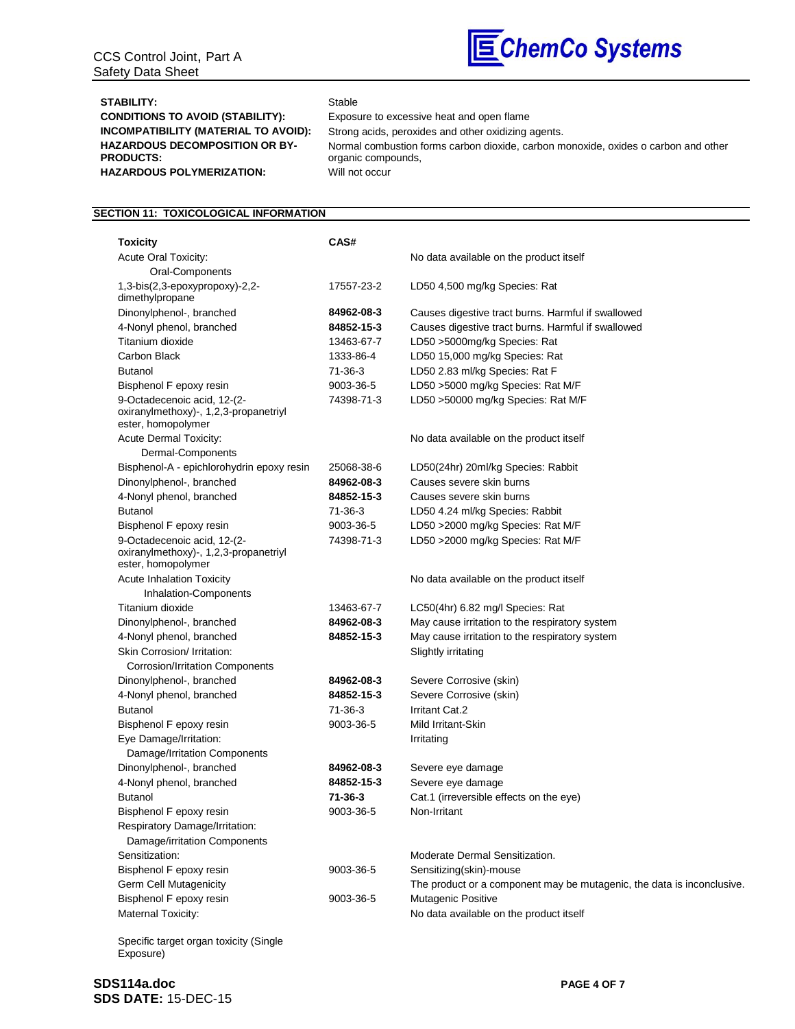| | |
|---|---|
| **STABILITY:** | Stable |
| **CONDITIONS TO AVOID (STABILITY):** | Exposure to excessive heat and open flame |
| **INCOMPATIBILITY (MATERIAL TO AVOID):** | Strong acids, peroxides and other oxidizing agents. |
| **HAZARDOUS DECOMPOSITION OR BY-PRODUCTS:** | Normal combustion forms carbon dioxide, carbon monoxide, oxides o carbon and other organic compounds, |
| **HAZARDOUS POLYMERIZATION:** | Will not occur |

## SECTION 11: TOXICOLOGICAL INFORMATION

| **Toxicity** | **CAS#** | |
|---|---|---|
| Acute Oral Toxicity: | | No data available on the product itself |
| Oral-Components | | |
| 1,3-bis(2,3-epoxypropoxy)-2,2-dimethylpropane | 17557-23-2 | LD50 4,500 mg/kg Species: Rat |
| Dinonylphenol-, branched | **84962-08-3** | Causes digestive tract burns. Harmful if swallowed |
| 4-Nonyl phenol, branched | **84852-15-3** | Causes digestive tract burns. Harmful if swallowed |
| Titanium dioxide | 13463-67-7 | LD50 >5000mg/kg Species: Rat |
| Carbon Black | 1333-86-4 | LD50 15,000 mg/kg Species: Rat |
| Butanol | 71-36-3 | LD50 2.83 ml/kg Species: Rat F |
| Bisphenol F epoxy resin | 9003-36-5 | LD50 >5000 mg/kg Species: Rat M/F |
| 9-Octadecenoic acid, 12-(2-oxiranylmethoxy)-, 1,2,3-propanetriyl ester, homopolymer | 74398-71-3 | LD50 >50000 mg/kg Species: Rat M/F |
| Acute Dermal Toxicity: | | No data available on the product itself |
| Dermal-Components | | |
| Bisphenol-A - epichlorohydrin epoxy resin | 25068-38-6 | LD50(24hr) 20ml/kg Species: Rabbit |
| Dinonylphenol-, branched | **84962-08-3** | Causes severe skin burns |
| 4-Nonyl phenol, branched | **84852-15-3** | Causes severe skin burns |
| Butanol | 71-36-3 | LD50 4.24 ml/kg Species: Rabbit |
| Bisphenol F epoxy resin | 9003-36-5 | LD50 >2000 mg/kg Species: Rat M/F |
| 9-Octadecenoic acid, 12-(2-oxiranylmethoxy)-, 1,2,3-propanetriyl ester, homopolymer | 74398-71-3 | LD50 >2000 mg/kg Species: Rat M/F |
| Acute Inhalation Toxicity | | No data available on the product itself |
| Inhalation-Components | | |
| Titanium dioxide | 13463-67-7 | LC50(4hr) 6.82 mg/l Species: Rat |
| Dinonylphenol-, branched | **84962-08-3** | May cause irritation to the respiratory system |
| 4-Nonyl phenol, branched | **84852-15-3** | May cause irritation to the respiratory system |
| Skin Corrosion/ Irritation: | | Slightly irritating |
| Corrosion/Irritation Components | | |
| Dinonylphenol-, branched | **84962-08-3** | Severe Corrosive (skin) |
| 4-Nonyl phenol, branched | **84852-15-3** | Severe Corrosive (skin) |
| Butanol | 71-36-3 | Irritant Cat.2 |
| Bisphenol F epoxy resin | 9003-36-5 | Mild Irritant-Skin |
| Eye Damage/Irritation: | | Irritating |
| Damage/Irritation Components | | |
| Dinonylphenol-, branched | **84962-08-3** | Severe eye damage |
| 4-Nonyl phenol, branched | **84852-15-3** | Severe eye damage |
| Butanol | **71-36-3** | Cat.1 (irreversible effects on the eye) |
| Bisphenol F epoxy resin | 9003-36-5 | Non-Irritant |
| Respiratory Damage/Irritation: | | |
| Damage/irritation Components | | |
| Sensitization: | | Moderate Dermal Sensitization. |
| Bisphenol F epoxy resin | 9003-36-5 | Sensitizing(skin)-mouse |
| Germ Cell Mutagenicity | | The product or a component may be mutagenic, the data is inconclusive. |
| Bisphenol F epoxy resin | 9003-36-5 | Mutagenic Positive |
| Maternal Toxicity: | | No data available on the product itself |
| Specific target organ toxicity (Single Exposure) | | |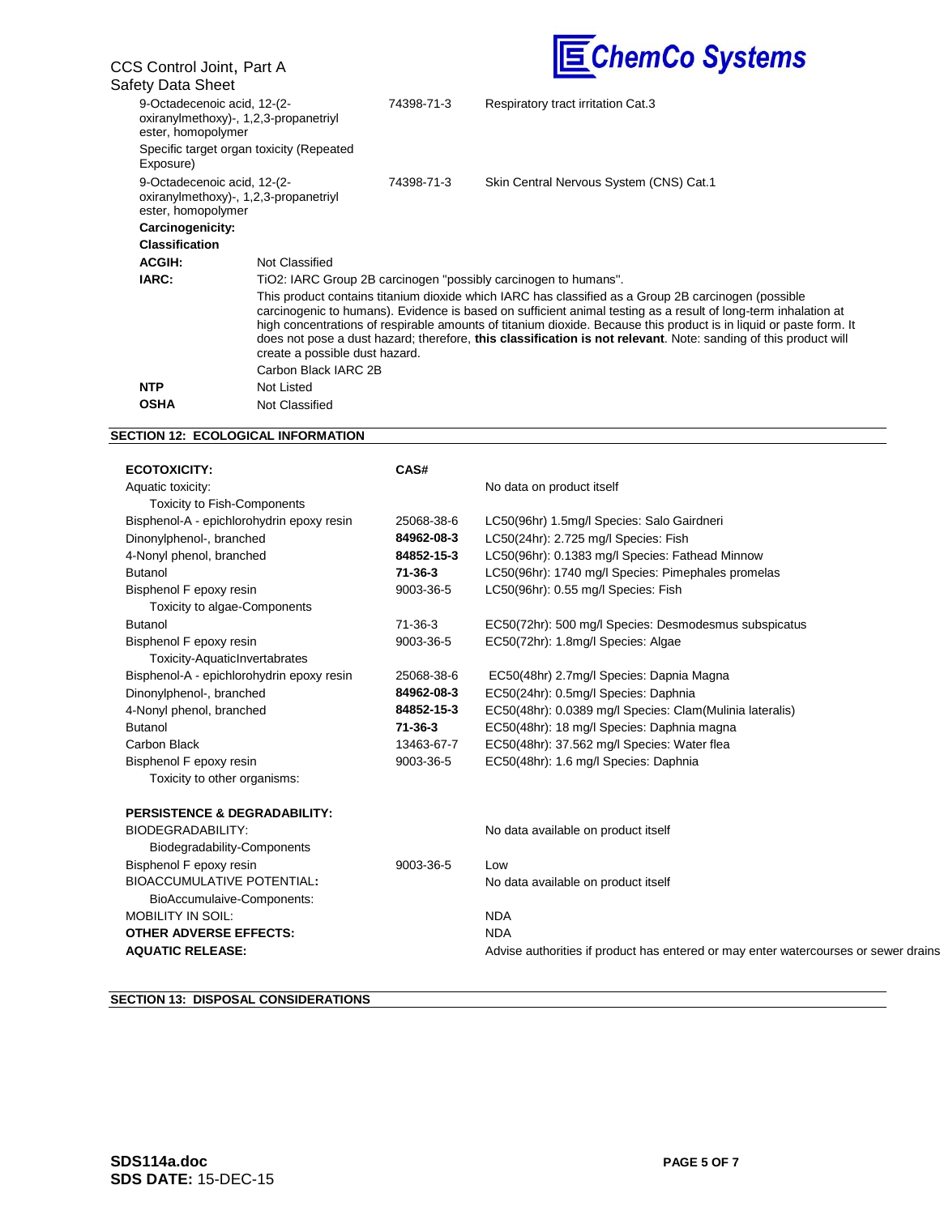| | | |
|---|---|---|
| 9-Octadecenoic acid, 12-(2-oxiranylmethoxy)-, 1,2,3-propanetriyl ester, homopolymer | 74398-71-3 | Respiratory tract irritation Cat.3 |
| Specific target organ toxicity (Repeated Exposure) | | |
| 9-Octadecenoic acid, 12-(2-oxiranylmethoxy)-, 1,2,3-propanetriyl ester, homopolymer | 74398-71-3 | Skin Central Nervous System (CNS) Cat.1 |

**Carcinogenicity:**

**Classification**

**ACGIH:** Not Classified

**IARC:** TiO2: IARC Group 2B carcinogen "possibly carcinogen to humans".

This product contains titanium dioxide which IARC has classified as a Group 2B carcinogen (possible carcinogenic to humans). Evidence is based on sufficient animal testing as a result of long-term inhalation at high concentrations of respirable amounts of titanium dioxide. Because this product is in liquid or paste form. It does not pose a dust hazard; therefore, **this classification is not relevant**. Note: sanding of this product will create a possible dust hazard.

Carbon Black IARC 2B

**NTP** Not Listed

**OSHA** Not Classified

## SECTION 12: ECOLOGICAL INFORMATION

| **ECOTOXICITY:** | **CAS#** | |
|---|---|---|
| Aquatic toxicity: | | No data on product itself |
| Toxicity to Fish-Components | | |
| Bisphenol-A - epichlorohydrin epoxy resin | 25068-38-6 | LC50(96hr) 1.5mg/l Species: Salo Gairdneri |
| Dinonylphenol-, branched | **84962-08-3** | LC50(24hr): 2.725 mg/l Species: Fish |
| 4-Nonyl phenol, branched | **84852-15-3** | LC50(96hr): 0.1383 mg/l Species: Fathead Minnow |
| Butanol | **71-36-3** | LC50(96hr): 1740 mg/l Species: Pimephales promelas |
| Bisphenol F epoxy resin | 9003-36-5 | LC50(96hr): 0.55 mg/l Species: Fish |
| Toxicity to algae-Components | | |
| Butanol | 71-36-3 | EC50(72hr): 500 mg/l Species: Desmodesmus subspicatus |
| Bisphenol F epoxy resin | 9003-36-5 | EC50(72hr): 1.8mg/l Species: Algae |
| Toxicity-AquaticInvertabrates | | |
| Bisphenol-A - epichlorohydrin epoxy resin | 25068-38-6 | EC50(48hr) 2.7mg/l Species: Dapnia Magna |
| Dinonylphenol-, branched | **84962-08-3** | EC50(24hr): 0.5mg/l Species: Daphnia |
| 4-Nonyl phenol, branched | **84852-15-3** | EC50(48hr): 0.0389 mg/l Species: Clam(Mulinia lateralis) |
| Butanol | **71-36-3** | EC50(48hr): 18 mg/l Species: Daphnia magna |
| Carbon Black | 13463-67-7 | EC50(48hr): 37.562 mg/l Species: Water flea |
| Bisphenol F epoxy resin | 9003-36-5 | EC50(48hr): 1.6 mg/l Species: Daphnia |
| Toxicity to other organisms: | | |

| **PERSISTENCE & DEGRADABILITY:** | | |
|---|---|---|
| BIODEGRADABILITY: | | No data available on product itself |
| Biodegradability-Components | | |
| Bisphenol F epoxy resin | 9003-36-5 | Low |
| BIOACCUMULATIVE POTENTIAL**:** | | No data available on product itself |
| BioAccumulaive-Components: | | |
| MOBILITY IN SOIL: | | NDA |
| **OTHER ADVERSE EFFECTS:** | | NDA |
| **AQUATIC RELEASE:** | | Advise authorities if product has entered or may enter watercourses or sewer drains |

## SECTION 13: DISPOSAL CONSIDERATIONS

**SDS114a.doc**
**SDS DATE:** 15-DEC-15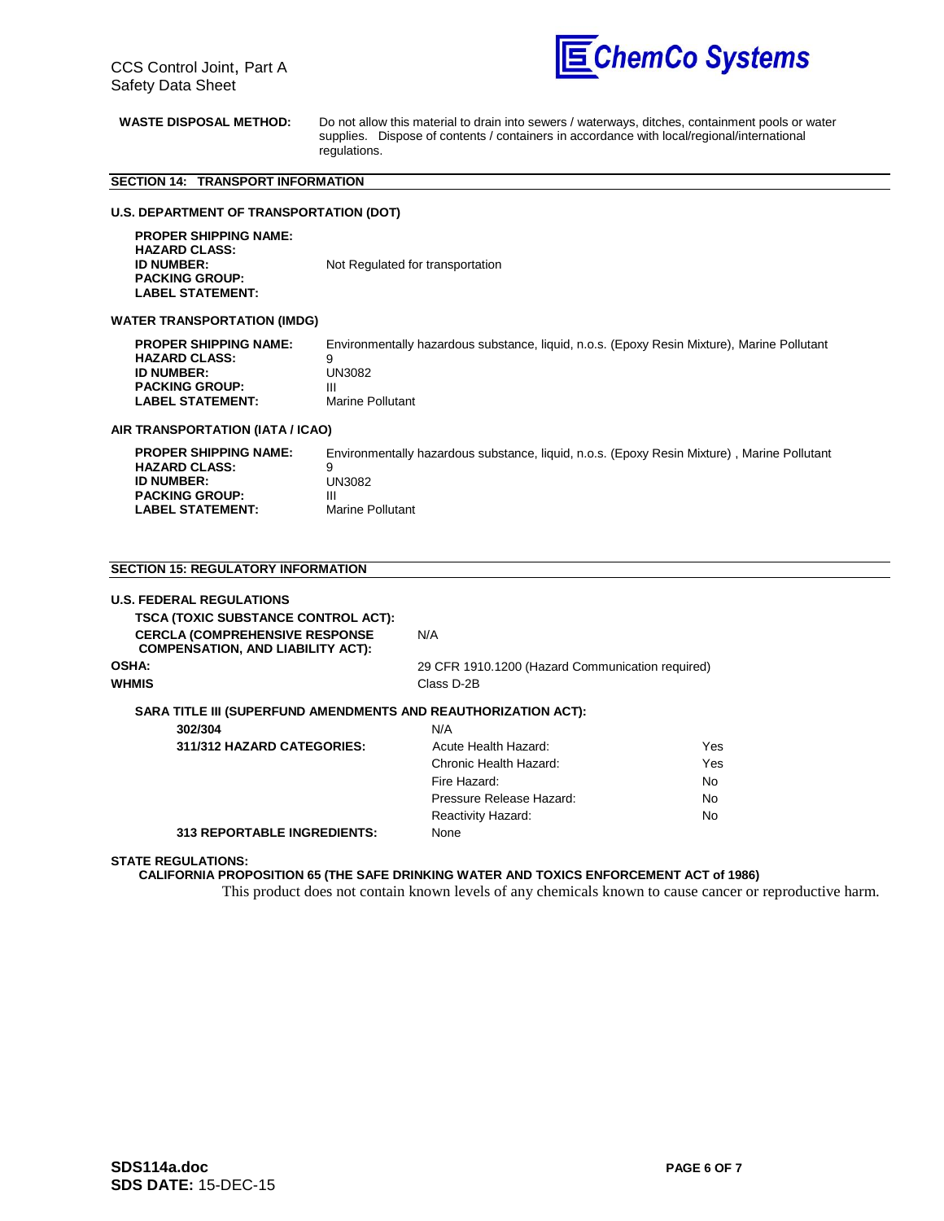**WASTE DISPOSAL METHOD:** Do not allow this material to drain into sewers / waterways, ditches, containment pools or water supplies. Dispose of contents / containers in accordance with local/regional/international regulations.

## SECTION 14: TRANSPORT INFORMATION

### U.S. DEPARTMENT OF TRANSPORTATION (DOT)

| | |
|---|---|
| **PROPER SHIPPING NAME:** | |
| **HAZARD CLASS:** | |
| **ID NUMBER:** | Not Regulated for transportation |
| **PACKING GROUP:** | |
| **LABEL STATEMENT:** | |

### WATER TRANSPORTATION (IMDG)

| | |
|---|---|
| **PROPER SHIPPING NAME:** | Environmentally hazardous substance, liquid, n.o.s. (Epoxy Resin Mixture), Marine Pollutant |
| **HAZARD CLASS:** | 9 |
| **ID NUMBER:** | UN3082 |
| **PACKING GROUP:** | III |
| **LABEL STATEMENT:** | Marine Pollutant |

### AIR TRANSPORTATION (IATA / ICAO)

| | |
|---|---|
| **PROPER SHIPPING NAME:** | Environmentally hazardous substance, liquid, n.o.s. (Epoxy Resin Mixture) , Marine Pollutant |
| **HAZARD CLASS:** | 9 |
| **ID NUMBER:** | UN3082 |
| **PACKING GROUP:** | III |
| **LABEL STATEMENT:** | Marine Pollutant |

## SECTION 15: REGULATORY INFORMATION

### U.S. FEDERAL REGULATIONS

| | |
|---|---|
| **TSCA (TOXIC SUBSTANCE CONTROL ACT):** | |
| **CERCLA (COMPREHENSIVE RESPONSE COMPENSATION, AND LIABILITY ACT):** | N/A |
| **OSHA:** | 29 CFR 1910.1200 (Hazard Communication required) |
| **WHMIS** | Class D-2B |

**SARA TITLE III (SUPERFUND AMENDMENTS AND REAUTHORIZATION ACT):**

| | | |
|---|---|---|
| **302/304** | N/A | |
| **311/312 HAZARD CATEGORIES:** | Acute Health Hazard: | Yes |
| | Chronic Health Hazard: | Yes |
| | Fire Hazard: | No |
| | Pressure Release Hazard: | No |
| | Reactivity Hazard: | No |
| **313 REPORTABLE INGREDIENTS:** | None | |

### STATE REGULATIONS:

**CALIFORNIA PROPOSITION 65 (THE SAFE DRINKING WATER AND TOXICS ENFORCEMENT ACT of 1986)**

This product does not contain known levels of any chemicals known to cause cancer or reproductive harm.

**SDS114a.doc**
**SDS DATE:** 15-DEC-15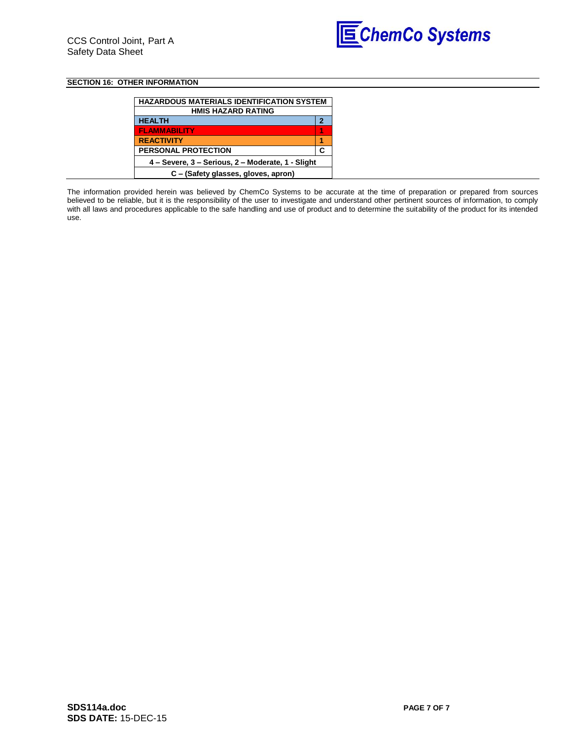## SECTION 16: OTHER INFORMATION

| HAZARDOUS MATERIALS IDENTIFICATION SYSTEM | |
|---|---|
| **HMIS HAZARD RATING** | |
| **HEALTH** | **2** |
| **FLAMMABILITY** | **1** |
| **REACTIVITY** | **1** |
| **PERSONAL PROTECTION** | **C** |
| **4 – Severe, 3 – Serious, 2 – Moderate, 1 - Slight** | |
| **C – (Safety glasses, gloves, apron)** | |

The information provided herein was believed by ChemCo Systems to be accurate at the time of preparation or prepared from sources believed to be reliable, but it is the responsibility of the user to investigate and understand other pertinent sources of information, to comply with all laws and procedures applicable to the safe handling and use of product and to determine the suitability of the product for its intended use.